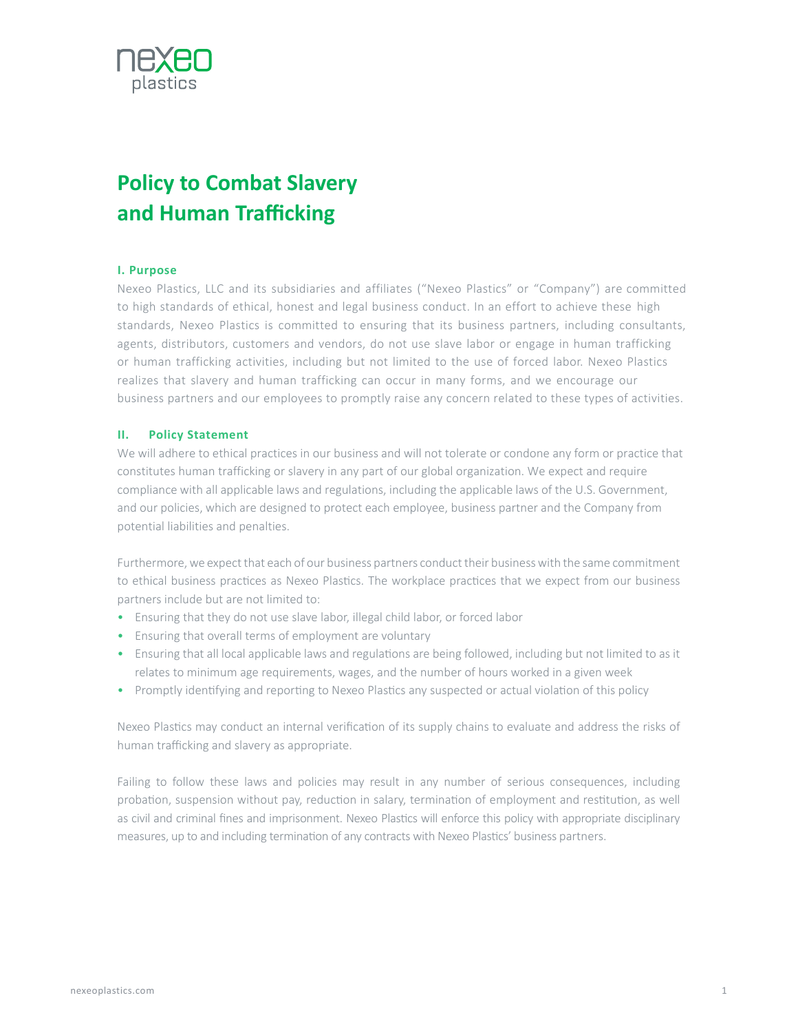nexeo plastics

# Policy to Combat Slavery and Human Trafficking

### I. Purpose

Nexeo Plastics, LLC and its subsidiaries and affiliates ("Nexeo Plastics" or "Company") are committed to high standards of ethical, honest and legal business conduct. In an effort to achieve these high standards, Nexeo Plastics is committed to ensuring that its business partners, including consultants, agents, distributors, customers and vendors, do not use slave labor or engage in human trafficking or human trafficking activities, including but not limited to the use of forced labor. Nexeo Plastics realizes that slavery and human trafficking can occur in many forms, and we encourage our business partners and our employees to promptly raise any concern related to these types of activities.

### II. Policy Statement

We will adhere to ethical practices in our business and will not tolerate or condone any form or practice that constitutes human trafficking or slavery in any part of our global organization. We expect and require compliance with all applicable laws and regulations, including the applicable laws of the U.S. Government, and our policies, which are designed to protect each employee, business partner and the Company from potential liabilities and penalties.

Furthermore, we expect that each of our business partners conduct their business with the same commitment to ethical business practices as Nexeo Plastics. The workplace practices that we expect from our business partners include but are not limited to:

- Ensuring that they do not use slave labor, illegal child labor, or forced labor
- Ensuring that overall terms of employment are voluntary
- Ensuring that all local applicable laws and regulations are being followed, including but not limited to as it relates to minimum age requirements, wages, and the number of hours worked in a given week
- Promptly identifying and reporting to Nexeo Plastics any suspected or actual violation of this policy

Nexeo Plastics may conduct an internal verification of its supply chains to evaluate and address the risks of human trafficking and slavery as appropriate.

Failing to follow these laws and policies may result in any number of serious consequences, including probation, suspension without pay, reduction in salary, termination of employment and restitution, as well as civil and criminal fines and imprisonment. Nexeo Plastics will enforce this policy with appropriate disciplinary measures, up to and including termination of any contracts with Nexeo Plastics' business partners.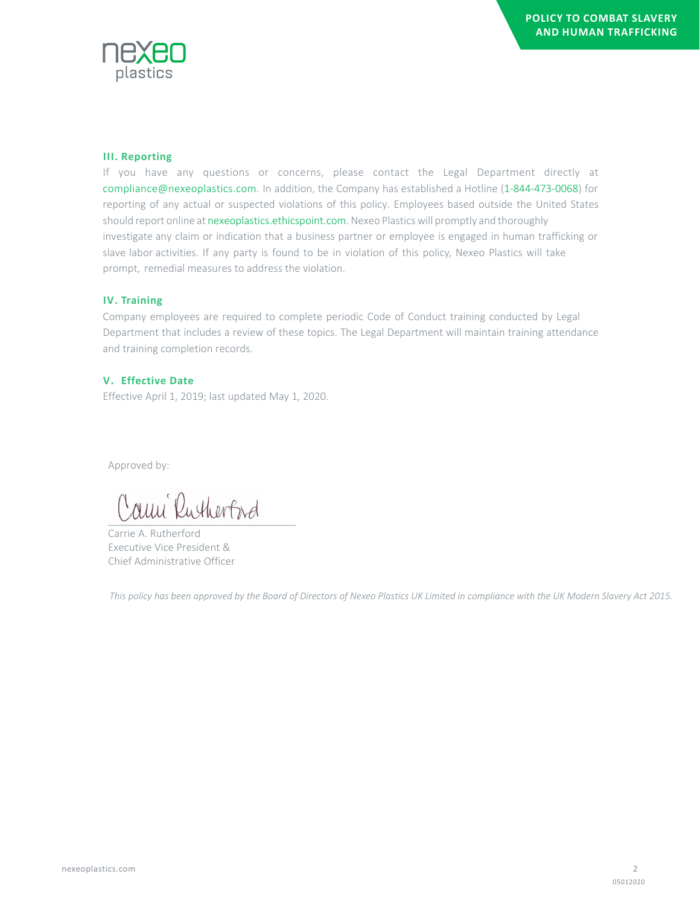### III. Reporting

If you have any questions or concerns, please contact the Legal Department directly at compliance@nexeoplastics.com. In addition, the Company has established a Hotline (1-844-473-0068) for reporting of any actual or suspected violations of this policy. Employees based outside the United States should report online at nexeoplastics.ethicspoint.com. Nexeo Plastics will promptly and thoroughly investigate any claim or indication that a business partner or employee is engaged in human trafficking or slave labor activities. If any party is found to be in violation of this policy, Nexeo Plastics will take prompt, remedial measures to address the violation.

### IV. Training

Company employees are required to complete periodic Code of Conduct training conducted by Legal Department that includes a review of these topics. The Legal Department will maintain training attendance and training completion records.

### V. Effective Date

Effective April 1, 2019; last updated May 1, 2020.

Approved by:

Carrie A. Rutherford
Executive Vice President &
Chief Administrative Officer

*This policy has been approved by the Board of Directors of Nexeo Plastics UK Limited in compliance with the UK Modern Slavery Act 2015.*